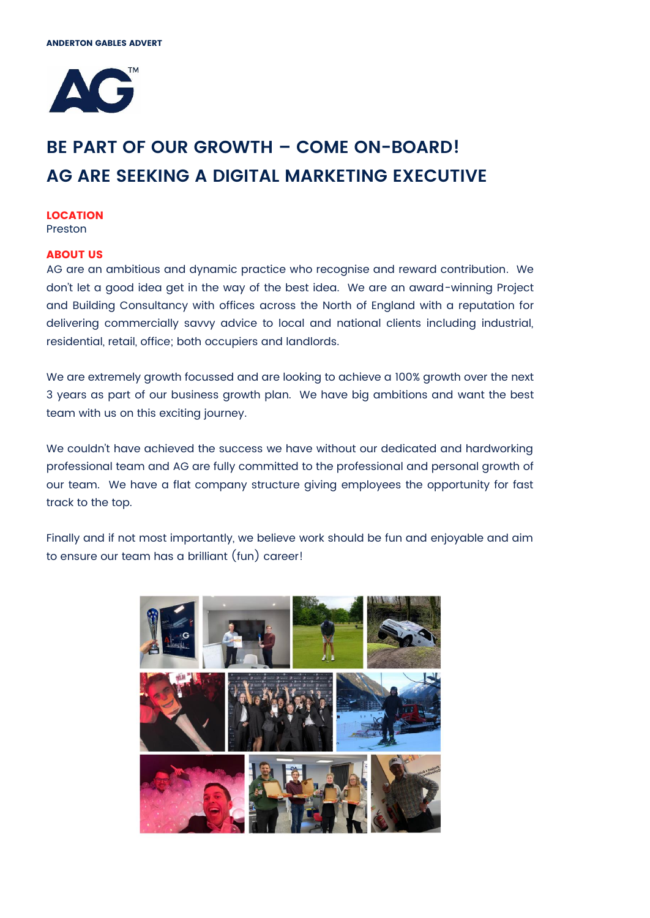**ANDERTON GABLES ADVERT**

# BE PART OF OUR GROWTH – COME ON-BOARD!
# AG ARE SEEKING A DIGITAL MARKETING EXECUTIVE

**LOCATION**
Preston

**ABOUT US**
AG are an ambitious and dynamic practice who recognise and reward contribution. We don't let a good idea get in the way of the best idea. We are an award-winning Project and Building Consultancy with offices across the North of England with a reputation for delivering commercially savvy advice to local and national clients including industrial, residential, retail, office; both occupiers and landlords.

We are extremely growth focussed and are looking to achieve a 100% growth over the next 3 years as part of our business growth plan. We have big ambitions and want the best team with us on this exciting journey.

We couldn't have achieved the success we have without our dedicated and hardworking professional team and AG are fully committed to the professional and personal growth of our team. We have a flat company structure giving employees the opportunity for fast track to the top.

Finally and if not most importantly, we believe work should be fun and enjoyable and aim to ensure our team has a brilliant (fun) career!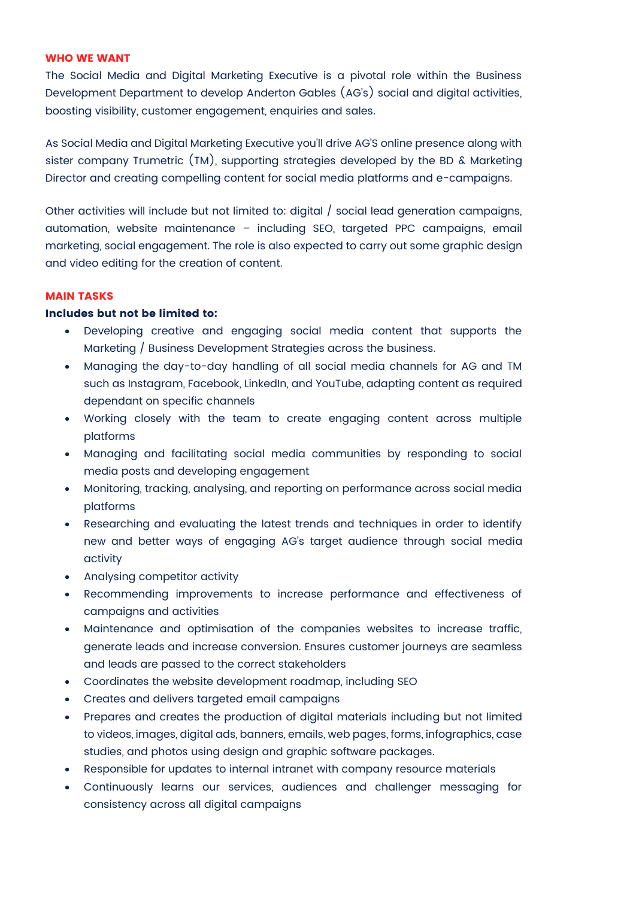## WHO WE WANT

The Social Media and Digital Marketing Executive is a pivotal role within the Business Development Department to develop Anderton Gables (AG's) social and digital activities, boosting visibility, customer engagement, enquiries and sales.

As Social Media and Digital Marketing Executive you'll drive AG'S online presence along with sister company Trumetric (TM), supporting strategies developed by the BD & Marketing Director and creating compelling content for social media platforms and e-campaigns.

Other activities will include but not limited to: digital / social lead generation campaigns, automation, website maintenance – including SEO, targeted PPC campaigns, email marketing, social engagement. The role is also expected to carry out some graphic design and video editing for the creation of content.

## MAIN TASKS

**Includes but not be limited to:**

- Developing creative and engaging social media content that supports the Marketing / Business Development Strategies across the business.
- Managing the day-to-day handling of all social media channels for AG and TM such as Instagram, Facebook, LinkedIn, and YouTube, adapting content as required dependant on specific channels
- Working closely with the team to create engaging content across multiple platforms
- Managing and facilitating social media communities by responding to social media posts and developing engagement
- Monitoring, tracking, analysing, and reporting on performance across social media platforms
- Researching and evaluating the latest trends and techniques in order to identify new and better ways of engaging AG's target audience through social media activity
- Analysing competitor activity
- Recommending improvements to increase performance and effectiveness of campaigns and activities
- Maintenance and optimisation of the companies websites to increase traffic, generate leads and increase conversion. Ensures customer journeys are seamless and leads are passed to the correct stakeholders
- Coordinates the website development roadmap, including SEO
- Creates and delivers targeted email campaigns
- Prepares and creates the production of digital materials including but not limited to videos, images, digital ads, banners, emails, web pages, forms, infographics, case studies, and photos using design and graphic software packages.
- Responsible for updates to internal intranet with company resource materials
- Continuously learns our services, audiences and challenger messaging for consistency across all digital campaigns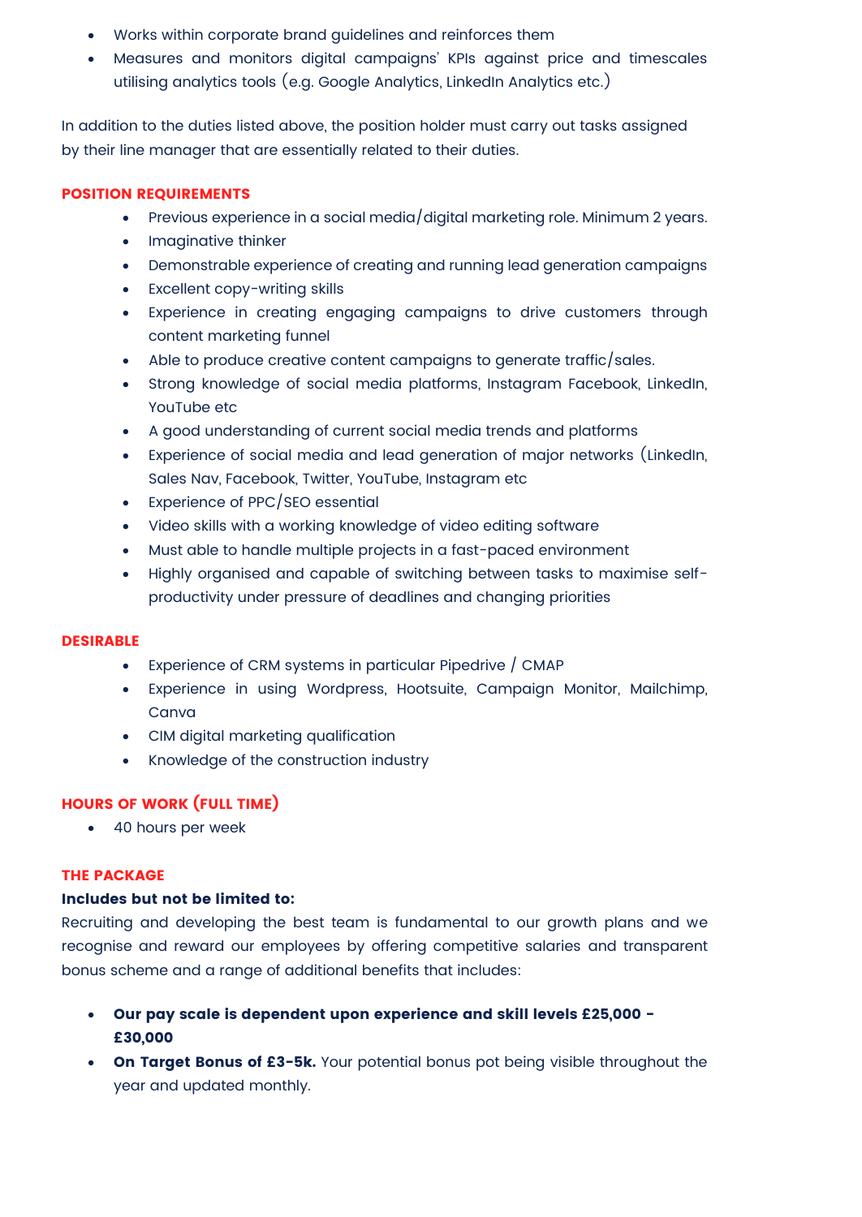- Works within corporate brand guidelines and reinforces them
- Measures and monitors digital campaigns' KPIs against price and timescales utilising analytics tools (e.g. Google Analytics, LinkedIn Analytics etc.)

In addition to the duties listed above, the position holder must carry out tasks assigned by their line manager that are essentially related to their duties.

## POSITION REQUIREMENTS

- Previous experience in a social media/digital marketing role. Minimum 2 years.
- Imaginative thinker
- Demonstrable experience of creating and running lead generation campaigns
- Excellent copy-writing skills
- Experience in creating engaging campaigns to drive customers through content marketing funnel
- Able to produce creative content campaigns to generate traffic/sales.
- Strong knowledge of social media platforms, Instagram Facebook, LinkedIn, YouTube etc
- A good understanding of current social media trends and platforms
- Experience of social media and lead generation of major networks (LinkedIn, Sales Nav, Facebook, Twitter, YouTube, Instagram etc
- Experience of PPC/SEO essential
- Video skills with a working knowledge of video editing software
- Must able to handle multiple projects in a fast-paced environment
- Highly organised and capable of switching between tasks to maximise self-productivity under pressure of deadlines and changing priorities

## DESIRABLE

- Experience of CRM systems in particular Pipedrive / CMAP
- Experience in using Wordpress, Hootsuite, Campaign Monitor, Mailchimp, Canva
- CIM digital marketing qualification
- Knowledge of the construction industry

## HOURS OF WORK (FULL TIME)

- 40 hours per week

## THE PACKAGE

**Includes but not be limited to:**

Recruiting and developing the best team is fundamental to our growth plans and we recognise and reward our employees by offering competitive salaries and transparent bonus scheme and a range of additional benefits that includes:

- **Our pay scale is dependent upon experience and skill levels £25,000 - £30,000**
- **On Target Bonus of £3-5k.** Your potential bonus pot being visible throughout the year and updated monthly.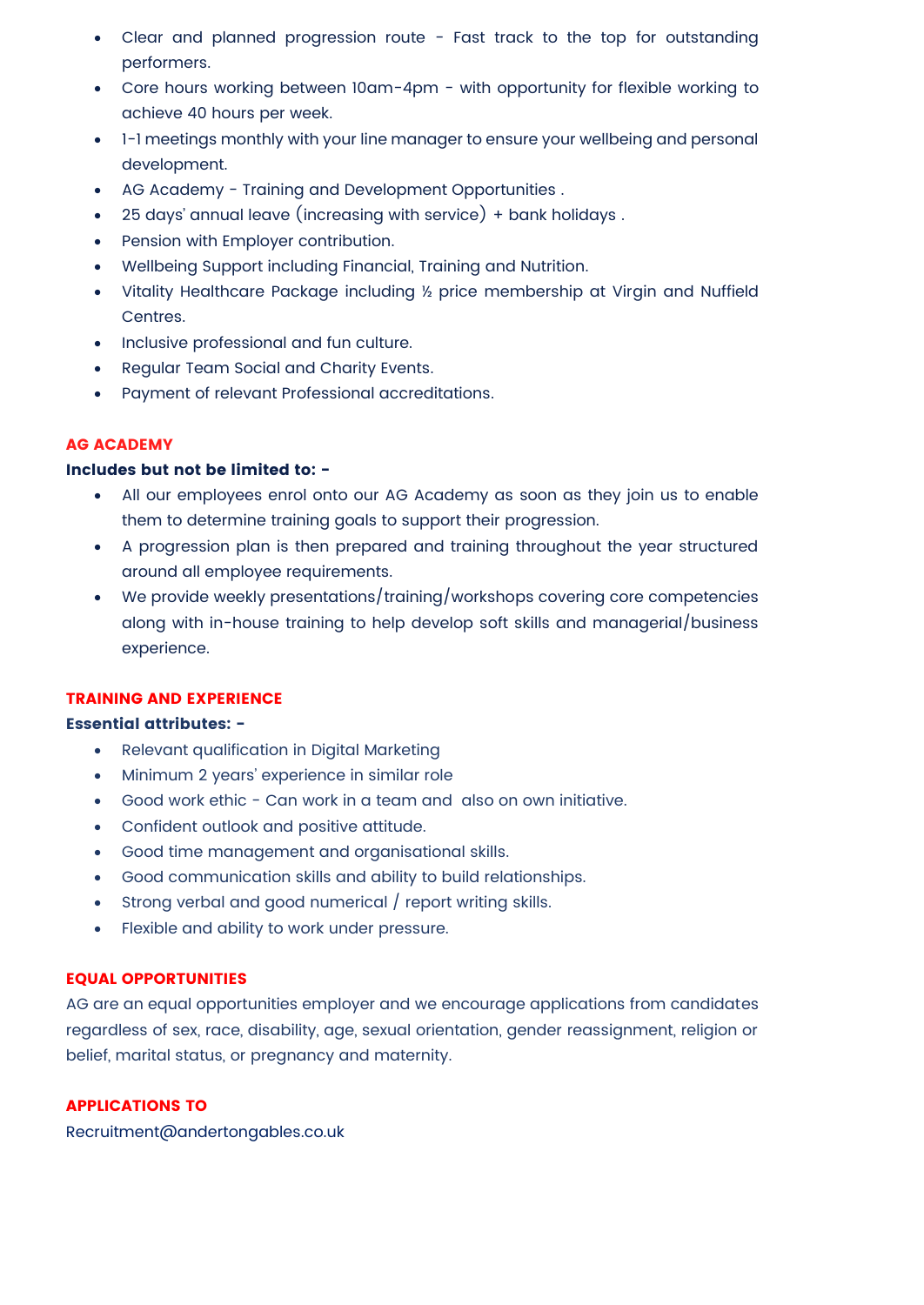- Clear and planned progression route - Fast track to the top for outstanding performers.
- Core hours working between 10am-4pm - with opportunity for flexible working to achieve 40 hours per week.
- 1-1 meetings monthly with your line manager to ensure your wellbeing and personal development.
- AG Academy - Training and Development Opportunities .
- 25 days' annual leave (increasing with service) + bank holidays .
- Pension with Employer contribution.
- Wellbeing Support including Financial, Training and Nutrition.
- Vitality Healthcare Package including ½ price membership at Virgin and Nuffield Centres.
- Inclusive professional and fun culture.
- Regular Team Social and Charity Events.
- Payment of relevant Professional accreditations.

## AG ACADEMY

**Includes but not be limited to: -**

- All our employees enrol onto our AG Academy as soon as they join us to enable them to determine training goals to support their progression.
- A progression plan is then prepared and training throughout the year structured around all employee requirements.
- We provide weekly presentations/training/workshops covering core competencies along with in-house training to help develop soft skills and managerial/business experience.

## TRAINING AND EXPERIENCE

**Essential attributes: -**

- Relevant qualification in Digital Marketing
- Minimum 2 years' experience in similar role
- Good work ethic - Can work in a team and also on own initiative.
- Confident outlook and positive attitude.
- Good time management and organisational skills.
- Good communication skills and ability to build relationships.
- Strong verbal and good numerical / report writing skills.
- Flexible and ability to work under pressure.

## EQUAL OPPORTUNITIES

AG are an equal opportunities employer and we encourage applications from candidates regardless of sex, race, disability, age, sexual orientation, gender reassignment, religion or belief, marital status, or pregnancy and maternity.

## APPLICATIONS TO

Recruitment@andertongables.co.uk